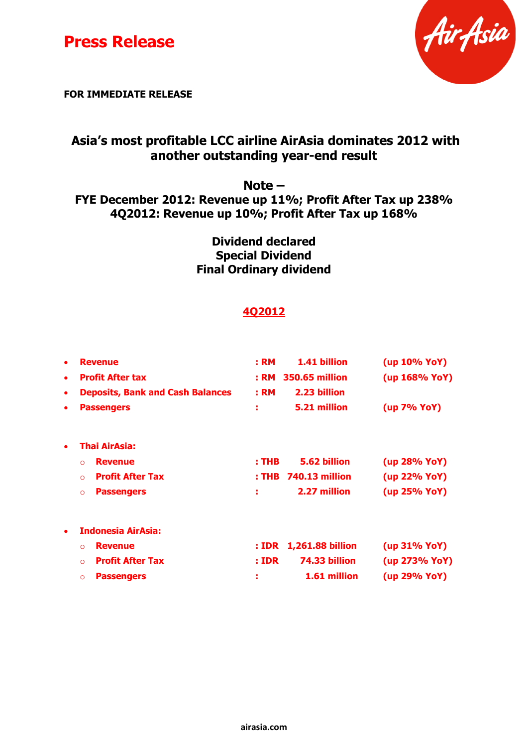# Press Release

**FOR IMMEDIATE RELEASE**

## Asia's most profitable LCC airline AirAsia dominates 2012 with another outstanding year-end result

**Note –**
**FYE December 2012: Revenue up 11%; Profit After Tax up 238%**
**4Q2012: Revenue up 10%; Profit After Tax up 168%**

**Dividend declared**
**Special Dividend**
**Final Ordinary dividend**

## 4Q2012

- **Revenue** : RM 1.41 billion (up 10% YoY)
- **Profit After tax** : RM 350.65 million (up 168% YoY)
- **Deposits, Bank and Cash Balances** : RM 2.23 billion
- **Passengers** : 5.21 million (up 7% YoY)

- **Thai AirAsia:**
  - **Revenue** : THB 5.62 billion (up 28% YoY)
  - **Profit After Tax** : THB 740.13 million (up 22% YoY)
  - **Passengers** : 2.27 million (up 25% YoY)

- **Indonesia AirAsia:**
  - **Revenue** : IDR 1,261.88 billion (up 31% YoY)
  - **Profit After Tax** : IDR 74.33 billion (up 273% YoY)
  - **Passengers** : 1.61 million (up 29% YoY)

airasia.com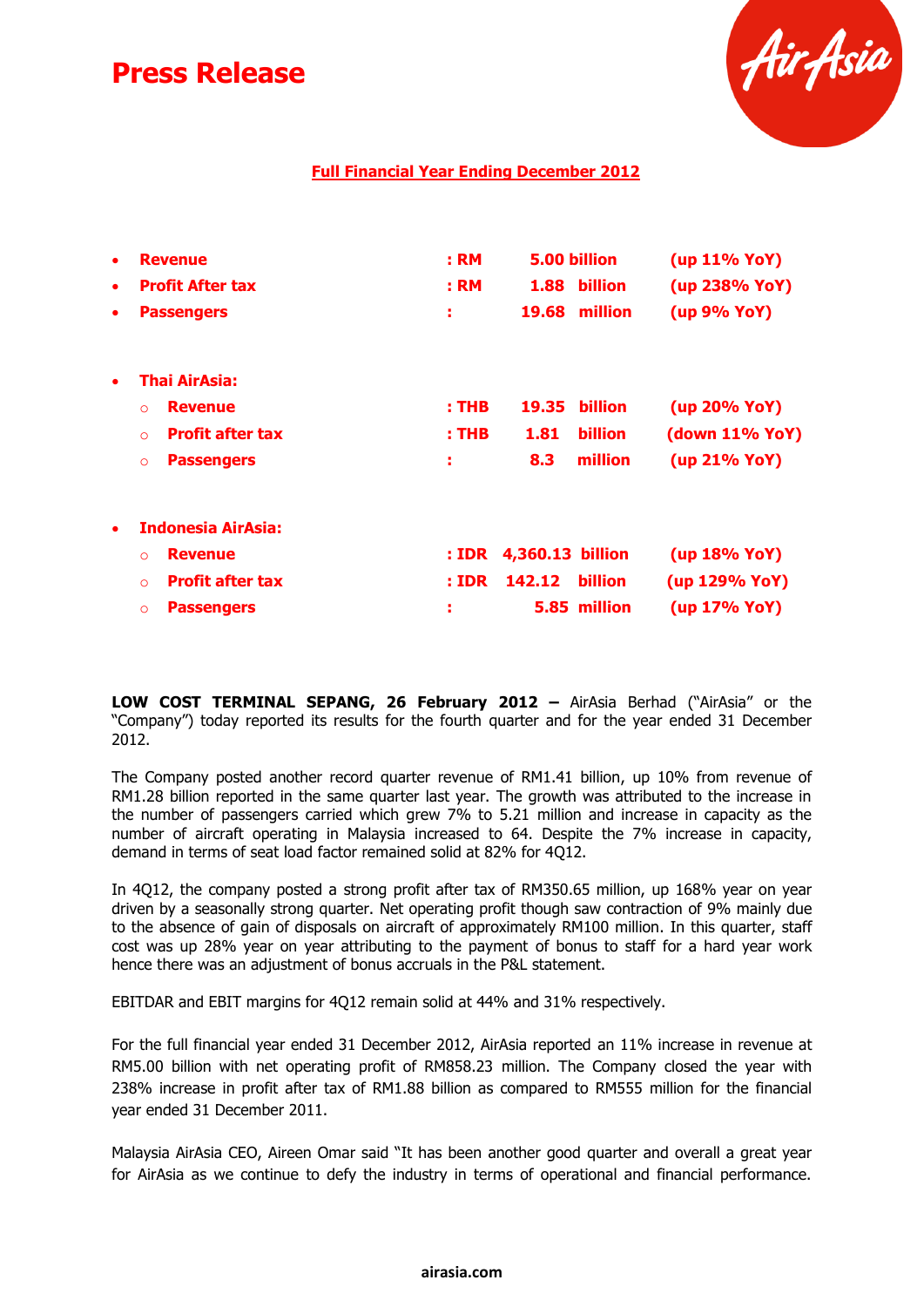# Press Release

**Full Financial Year Ending December 2012**

- **Revenue** **: RM 5.00 billion (up 11% YoY)**
- **Profit After tax** **: RM 1.88 billion (up 238% YoY)**
- **Passengers** **: 19.68 million (up 9% YoY)**

- **Thai AirAsia:**
  - **Revenue** **: THB 19.35 billion (up 20% YoY)**
  - **Profit after tax** **: THB 1.81 billion (down 11% YoY)**
  - **Passengers** **: 8.3 million (up 21% YoY)**

- **Indonesia AirAsia:**
  - **Revenue** **: IDR 4,360.13 billion (up 18% YoY)**
  - **Profit after tax** **: IDR 142.12 billion (up 129% YoY)**
  - **Passengers** **: 5.85 million (up 17% YoY)**

**LOW COST TERMINAL SEPANG, 26 February 2012 –** AirAsia Berhad ("AirAsia" or the "Company") today reported its results for the fourth quarter and for the year ended 31 December 2012.

The Company posted another record quarter revenue of RM1.41 billion, up 10% from revenue of RM1.28 billion reported in the same quarter last year. The growth was attributed to the increase in the number of passengers carried which grew 7% to 5.21 million and increase in capacity as the number of aircraft operating in Malaysia increased to 64. Despite the 7% increase in capacity, demand in terms of seat load factor remained solid at 82% for 4Q12.

In 4Q12, the company posted a strong profit after tax of RM350.65 million, up 168% year on year driven by a seasonally strong quarter. Net operating profit though saw contraction of 9% mainly due to the absence of gain of disposals on aircraft of approximately RM100 million. In this quarter, staff cost was up 28% year on year attributing to the payment of bonus to staff for a hard year work hence there was an adjustment of bonus accruals in the P&L statement.

EBITDAR and EBIT margins for 4Q12 remain solid at 44% and 31% respectively.

For the full financial year ended 31 December 2012, AirAsia reported an 11% increase in revenue at RM5.00 billion with net operating profit of RM858.23 million. The Company closed the year with 238% increase in profit after tax of RM1.88 billion as compared to RM555 million for the financial year ended 31 December 2011.

Malaysia AirAsia CEO, Aireen Omar said "It has been another good quarter and overall a great year for AirAsia as we continue to defy the industry in terms of operational and financial performance.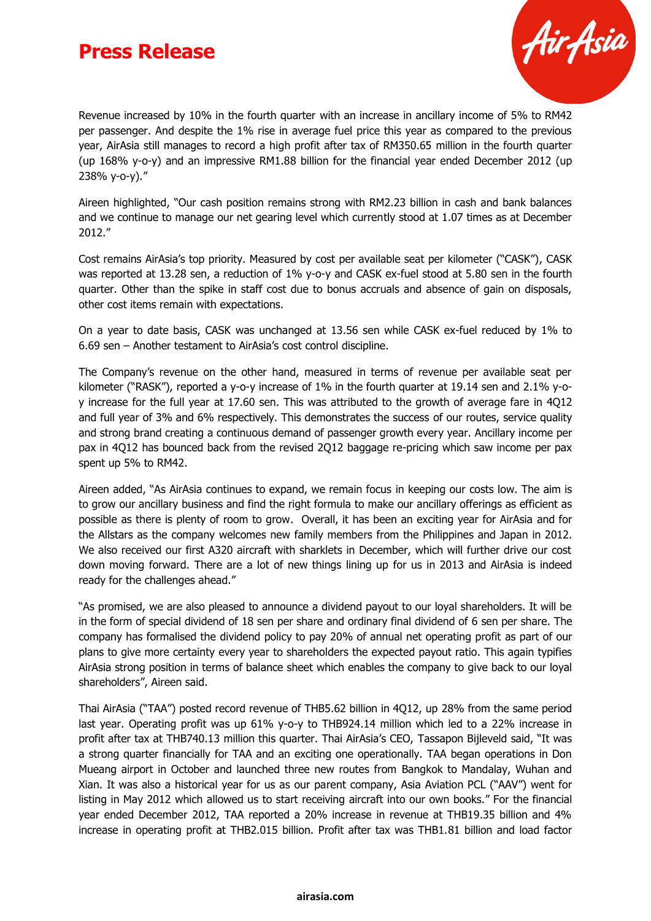Revenue increased by 10% in the fourth quarter with an increase in ancillary income of 5% to RM42 per passenger. And despite the 1% rise in average fuel price this year as compared to the previous year, AirAsia still manages to record a high profit after tax of RM350.65 million in the fourth quarter (up 168% y-o-y) and an impressive RM1.88 billion for the financial year ended December 2012 (up 238% y-o-y)."

Aireen highlighted, "Our cash position remains strong with RM2.23 billion in cash and bank balances and we continue to manage our net gearing level which currently stood at 1.07 times as at December 2012."

Cost remains AirAsia's top priority. Measured by cost per available seat per kilometer ("CASK"), CASK was reported at 13.28 sen, a reduction of 1% y-o-y and CASK ex-fuel stood at 5.80 sen in the fourth quarter. Other than the spike in staff cost due to bonus accruals and absence of gain on disposals, other cost items remain with expectations.

On a year to date basis, CASK was unchanged at 13.56 sen while CASK ex-fuel reduced by 1% to 6.69 sen – Another testament to AirAsia's cost control discipline.

The Company's revenue on the other hand, measured in terms of revenue per available seat per kilometer ("RASK"), reported a y-o-y increase of 1% in the fourth quarter at 19.14 sen and 2.1% y-o-y increase for the full year at 17.60 sen. This was attributed to the growth of average fare in 4Q12 and full year of 3% and 6% respectively. This demonstrates the success of our routes, service quality and strong brand creating a continuous demand of passenger growth every year. Ancillary income per pax in 4Q12 has bounced back from the revised 2Q12 baggage re-pricing which saw income per pax spent up 5% to RM42.

Aireen added, "As AirAsia continues to expand, we remain focus in keeping our costs low. The aim is to grow our ancillary business and find the right formula to make our ancillary offerings as efficient as possible as there is plenty of room to grow. Overall, it has been an exciting year for AirAsia and for the Allstars as the company welcomes new family members from the Philippines and Japan in 2012. We also received our first A320 aircraft with sharklets in December, which will further drive our cost down moving forward. There are a lot of new things lining up for us in 2013 and AirAsia is indeed ready for the challenges ahead."

"As promised, we are also pleased to announce a dividend payout to our loyal shareholders. It will be in the form of special dividend of 18 sen per share and ordinary final dividend of 6 sen per share. The company has formalised the dividend policy to pay 20% of annual net operating profit as part of our plans to give more certainty every year to shareholders the expected payout ratio. This again typifies AirAsia strong position in terms of balance sheet which enables the company to give back to our loyal shareholders", Aireen said.

Thai AirAsia ("TAA") posted record revenue of THB5.62 billion in 4Q12, up 28% from the same period last year. Operating profit was up 61% y-o-y to THB924.14 million which led to a 22% increase in profit after tax at THB740.13 million this quarter. Thai AirAsia's CEO, Tassapon Bijleveld said, "It was a strong quarter financially for TAA and an exciting one operationally. TAA began operations in Don Mueang airport in October and launched three new routes from Bangkok to Mandalay, Wuhan and Xian. It was also a historical year for us as our parent company, Asia Aviation PCL ("AAV") went for listing in May 2012 which allowed us to start receiving aircraft into our own books." For the financial year ended December 2012, TAA reported a 20% increase in revenue at THB19.35 billion and 4% increase in operating profit at THB2.015 billion. Profit after tax was THB1.81 billion and load factor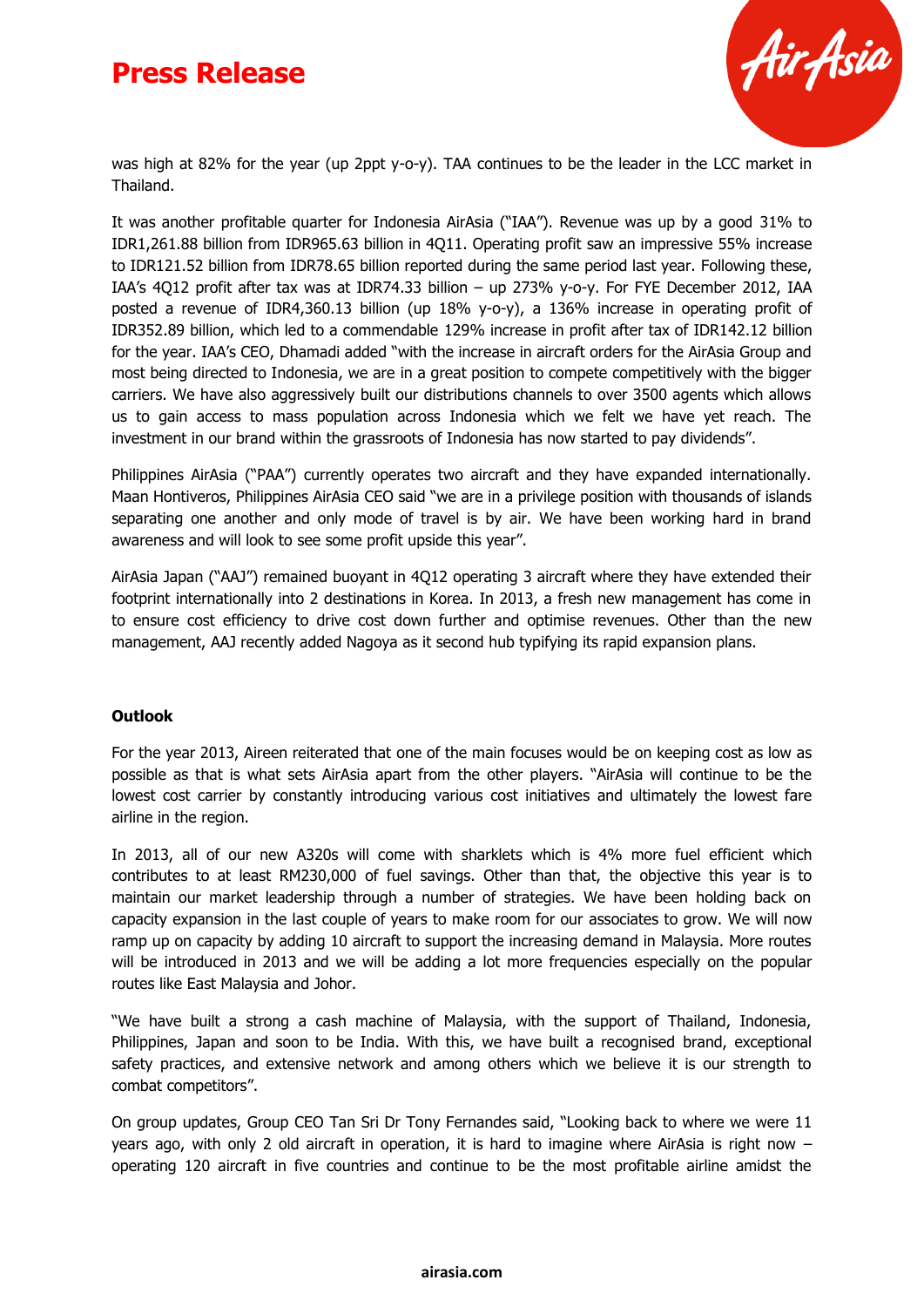was high at 82% for the year (up 2ppt y-o-y). TAA continues to be the leader in the LCC market in Thailand.

It was another profitable quarter for Indonesia AirAsia ("IAA"). Revenue was up by a good 31% to IDR1,261.88 billion from IDR965.63 billion in 4Q11. Operating profit saw an impressive 55% increase to IDR121.52 billion from IDR78.65 billion reported during the same period last year. Following these, IAA's 4Q12 profit after tax was at IDR74.33 billion – up 273% y-o-y. For FYE December 2012, IAA posted a revenue of IDR4,360.13 billion (up 18% y-o-y), a 136% increase in operating profit of IDR352.89 billion, which led to a commendable 129% increase in profit after tax of IDR142.12 billion for the year. IAA's CEO, Dhamadi added "with the increase in aircraft orders for the AirAsia Group and most being directed to Indonesia, we are in a great position to compete competitively with the bigger carriers. We have also aggressively built our distributions channels to over 3500 agents which allows us to gain access to mass population across Indonesia which we felt we have yet reach. The investment in our brand within the grassroots of Indonesia has now started to pay dividends".

Philippines AirAsia ("PAA") currently operates two aircraft and they have expanded internationally. Maan Hontiveros, Philippines AirAsia CEO said "we are in a privilege position with thousands of islands separating one another and only mode of travel is by air. We have been working hard in brand awareness and will look to see some profit upside this year".

AirAsia Japan ("AAJ") remained buoyant in 4Q12 operating 3 aircraft where they have extended their footprint internationally into 2 destinations in Korea. In 2013, a fresh new management has come in to ensure cost efficiency to drive cost down further and optimise revenues. Other than the new management, AAJ recently added Nagoya as it second hub typifying its rapid expansion plans.

**Outlook**

For the year 2013, Aireen reiterated that one of the main focuses would be on keeping cost as low as possible as that is what sets AirAsia apart from the other players. "AirAsia will continue to be the lowest cost carrier by constantly introducing various cost initiatives and ultimately the lowest fare airline in the region.

In 2013, all of our new A320s will come with sharklets which is 4% more fuel efficient which contributes to at least RM230,000 of fuel savings. Other than that, the objective this year is to maintain our market leadership through a number of strategies. We have been holding back on capacity expansion in the last couple of years to make room for our associates to grow. We will now ramp up on capacity by adding 10 aircraft to support the increasing demand in Malaysia. More routes will be introduced in 2013 and we will be adding a lot more frequencies especially on the popular routes like East Malaysia and Johor.

"We have built a strong a cash machine of Malaysia, with the support of Thailand, Indonesia, Philippines, Japan and soon to be India. With this, we have built a recognised brand, exceptional safety practices, and extensive network and among others which we believe it is our strength to combat competitors".

On group updates, Group CEO Tan Sri Dr Tony Fernandes said, "Looking back to where we were 11 years ago, with only 2 old aircraft in operation, it is hard to imagine where AirAsia is right now – operating 120 aircraft in five countries and continue to be the most profitable airline amidst the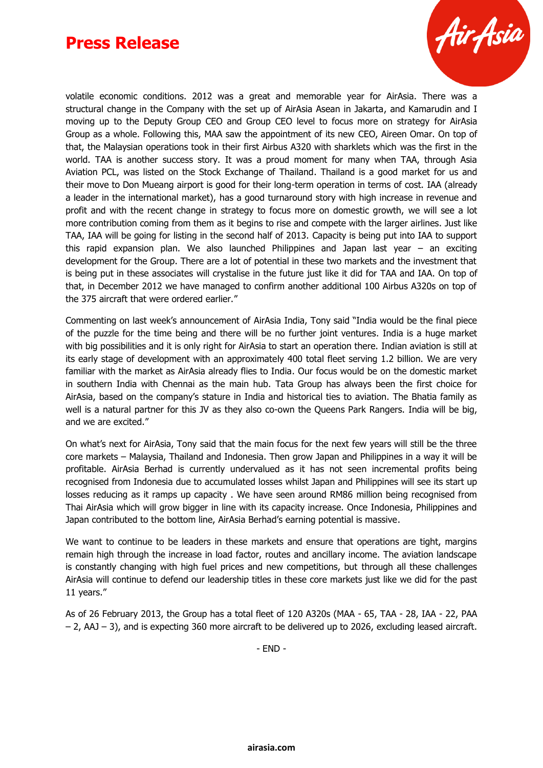volatile economic conditions. 2012 was a great and memorable year for AirAsia. There was a structural change in the Company with the set up of AirAsia Asean in Jakarta, and Kamarudin and I moving up to the Deputy Group CEO and Group CEO level to focus more on strategy for AirAsia Group as a whole. Following this, MAA saw the appointment of its new CEO, Aireen Omar. On top of that, the Malaysian operations took in their first Airbus A320 with sharklets which was the first in the world. TAA is another success story. It was a proud moment for many when TAA, through Asia Aviation PCL, was listed on the Stock Exchange of Thailand. Thailand is a good market for us and their move to Don Mueang airport is good for their long-term operation in terms of cost. IAA (already a leader in the international market), has a good turnaround story with high increase in revenue and profit and with the recent change in strategy to focus more on domestic growth, we will see a lot more contribution coming from them as it begins to rise and compete with the larger airlines. Just like TAA, IAA will be going for listing in the second half of 2013. Capacity is being put into IAA to support this rapid expansion plan. We also launched Philippines and Japan last year – an exciting development for the Group. There are a lot of potential in these two markets and the investment that is being put in these associates will crystalise in the future just like it did for TAA and IAA. On top of that, in December 2012 we have managed to confirm another additional 100 Airbus A320s on top of the 375 aircraft that were ordered earlier."

Commenting on last week's announcement of AirAsia India, Tony said "India would be the final piece of the puzzle for the time being and there will be no further joint ventures. India is a huge market with big possibilities and it is only right for AirAsia to start an operation there. Indian aviation is still at its early stage of development with an approximately 400 total fleet serving 1.2 billion. We are very familiar with the market as AirAsia already flies to India. Our focus would be on the domestic market in southern India with Chennai as the main hub. Tata Group has always been the first choice for AirAsia, based on the company's stature in India and historical ties to aviation. The Bhatia family as well is a natural partner for this JV as they also co-own the Queens Park Rangers. India will be big, and we are excited."

On what's next for AirAsia, Tony said that the main focus for the next few years will still be the three core markets – Malaysia, Thailand and Indonesia. Then grow Japan and Philippines in a way it will be profitable. AirAsia Berhad is currently undervalued as it has not seen incremental profits being recognised from Indonesia due to accumulated losses whilst Japan and Philippines will see its start up losses reducing as it ramps up capacity . We have seen around RM86 million being recognised from Thai AirAsia which will grow bigger in line with its capacity increase. Once Indonesia, Philippines and Japan contributed to the bottom line, AirAsia Berhad's earning potential is massive.

We want to continue to be leaders in these markets and ensure that operations are tight, margins remain high through the increase in load factor, routes and ancillary income. The aviation landscape is constantly changing with high fuel prices and new competitions, but through all these challenges AirAsia will continue to defend our leadership titles in these core markets just like we did for the past 11 years."

As of 26 February 2013, the Group has a total fleet of 120 A320s (MAA - 65, TAA - 28, IAA - 22, PAA – 2, AAJ – 3), and is expecting 360 more aircraft to be delivered up to 2026, excluding leased aircraft.

- END -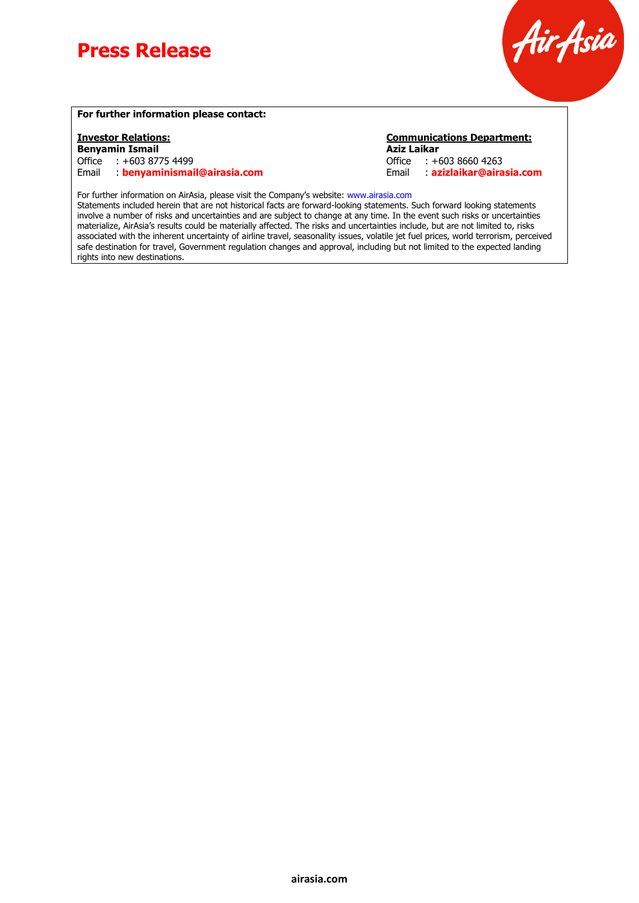# Press Release

**For further information please contact:**

**Investor Relations:**
**Benyamin Ismail**
Office : +603 8775 4499
Email : **benyaminismail@airasia.com**

**Communications Department:**
**Aziz Laikar**
Office : +603 8660 4263
Email : **azizlaikar@airasia.com**

For further information on AirAsia, please visit the Company's website: www.airasia.com
Statements included herein that are not historical facts are forward-looking statements. Such forward looking statements involve a number of risks and uncertainties and are subject to change at any time. In the event such risks or uncertainties materialize, AirAsia's results could be materially affected. The risks and uncertainties include, but are not limited to, risks associated with the inherent uncertainty of airline travel, seasonality issues, volatile jet fuel prices, world terrorism, perceived safe destination for travel, Government regulation changes and approval, including but not limited to the expected landing rights into new destinations.